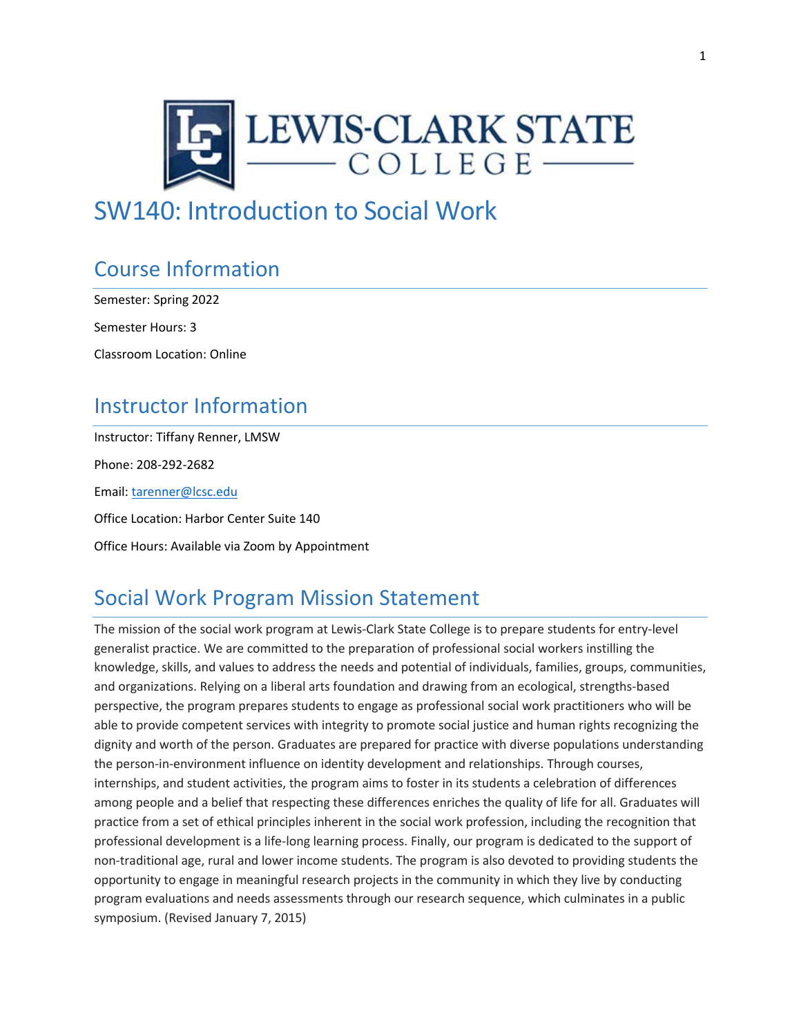# SW140: Introduction to Social Work

## Course Information

Semester: Spring 2022

Semester Hours: 3

Classroom Location: Online

## Instructor Information

Instructor: Tiffany Renner, LMSW

Phone: 208-292-2682

Email: tarenner@lcsc.edu

Office Location: Harbor Center Suite 140

Office Hours: Available via Zoom by Appointment

## Social Work Program Mission Statement

The mission of the social work program at Lewis-Clark State College is to prepare students for entry-level generalist practice. We are committed to the preparation of professional social workers instilling the knowledge, skills, and values to address the needs and potential of individuals, families, groups, communities, and organizations. Relying on a liberal arts foundation and drawing from an ecological, strengths-based perspective, the program prepares students to engage as professional social work practitioners who will be able to provide competent services with integrity to promote social justice and human rights recognizing the dignity and worth of the person. Graduates are prepared for practice with diverse populations understanding the person-in-environment influence on identity development and relationships. Through courses, internships, and student activities, the program aims to foster in its students a celebration of differences among people and a belief that respecting these differences enriches the quality of life for all. Graduates will practice from a set of ethical principles inherent in the social work profession, including the recognition that professional development is a life-long learning process. Finally, our program is dedicated to the support of non-traditional age, rural and lower income students. The program is also devoted to providing students the opportunity to engage in meaningful research projects in the community in which they live by conducting program evaluations and needs assessments through our research sequence, which culminates in a public symposium. (Revised January 7, 2015)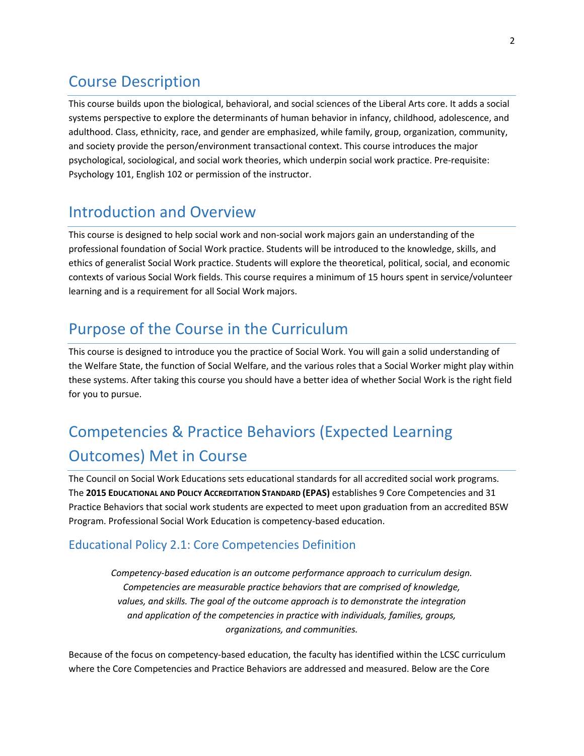# Course Description

This course builds upon the biological, behavioral, and social sciences of the Liberal Arts core. It adds a social systems perspective to explore the determinants of human behavior in infancy, childhood, adolescence, and adulthood. Class, ethnicity, race, and gender are emphasized, while family, group, organization, community, and society provide the person/environment transactional context. This course introduces the major psychological, sociological, and social work theories, which underpin social work practice. Pre-requisite: Psychology 101, English 102 or permission of the instructor.

# Introduction and Overview

This course is designed to help social work and non-social work majors gain an understanding of the professional foundation of Social Work practice. Students will be introduced to the knowledge, skills, and ethics of generalist Social Work practice. Students will explore the theoretical, political, social, and economic contexts of various Social Work fields. This course requires a minimum of 15 hours spent in service/volunteer learning and is a requirement for all Social Work majors.

# Purpose of the Course in the Curriculum

This course is designed to introduce you the practice of Social Work. You will gain a solid understanding of the Welfare State, the function of Social Welfare, and the various roles that a Social Worker might play within these systems. After taking this course you should have a better idea of whether Social Work is the right field for you to pursue.

# Competencies & Practice Behaviors (Expected Learning Outcomes) Met in Course

The Council on Social Work Educations sets educational standards for all accredited social work programs. The **2015 Educational and Policy Accreditation Standard (EPAS)** establishes 9 Core Competencies and 31 Practice Behaviors that social work students are expected to meet upon graduation from an accredited BSW Program. Professional Social Work Education is competency-based education.

## Educational Policy 2.1: Core Competencies Definition

*Competency-based education is an outcome performance approach to curriculum design. Competencies are measurable practice behaviors that are comprised of knowledge, values, and skills. The goal of the outcome approach is to demonstrate the integration and application of the competencies in practice with individuals, families, groups, organizations, and communities.*

Because of the focus on competency-based education, the faculty has identified within the LCSC curriculum where the Core Competencies and Practice Behaviors are addressed and measured. Below are the Core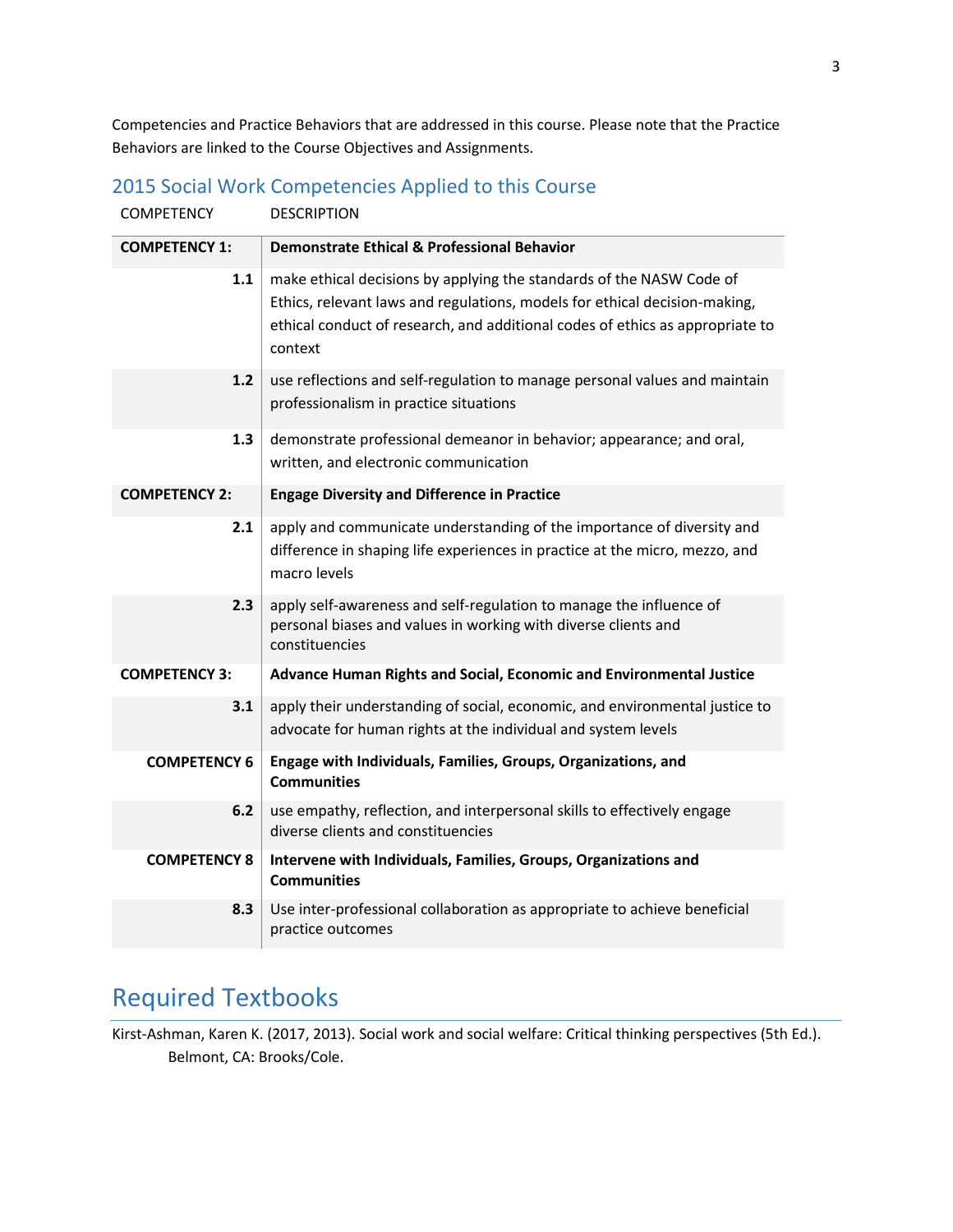Competencies and Practice Behaviors that are addressed in this course. Please note that the Practice Behaviors are linked to the Course Objectives and Assignments.

## 2015 Social Work Competencies Applied to this Course

| COMPETENCY | DESCRIPTION |
|---|---|
| **COMPETENCY 1:** | **Demonstrate Ethical & Professional Behavior** |
| **1.1** | make ethical decisions by applying the standards of the NASW Code of Ethics, relevant laws and regulations, models for ethical decision-making, ethical conduct of research, and additional codes of ethics as appropriate to context |
| **1.2** | use reflections and self-regulation to manage personal values and maintain professionalism in practice situations |
| **1.3** | demonstrate professional demeanor in behavior; appearance; and oral, written, and electronic communication |
| **COMPETENCY 2:** | **Engage Diversity and Difference in Practice** |
| **2.1** | apply and communicate understanding of the importance of diversity and difference in shaping life experiences in practice at the micro, mezzo, and macro levels |
| **2.3** | apply self-awareness and self-regulation to manage the influence of personal biases and values in working with diverse clients and constituencies |
| **COMPETENCY 3:** | **Advance Human Rights and Social, Economic and Environmental Justice** |
| **3.1** | apply their understanding of social, economic, and environmental justice to advocate for human rights at the individual and system levels |
| **COMPETENCY 6** | **Engage with Individuals, Families, Groups, Organizations, and Communities** |
| **6.2** | use empathy, reflection, and interpersonal skills to effectively engage diverse clients and constituencies |
| **COMPETENCY 8** | **Intervene with Individuals, Families, Groups, Organizations and Communities** |
| **8.3** | Use inter-professional collaboration as appropriate to achieve beneficial practice outcomes |

# Required Textbooks

Kirst-Ashman, Karen K. (2017, 2013). Social work and social welfare: Critical thinking perspectives (5th Ed.). Belmont, CA: Brooks/Cole.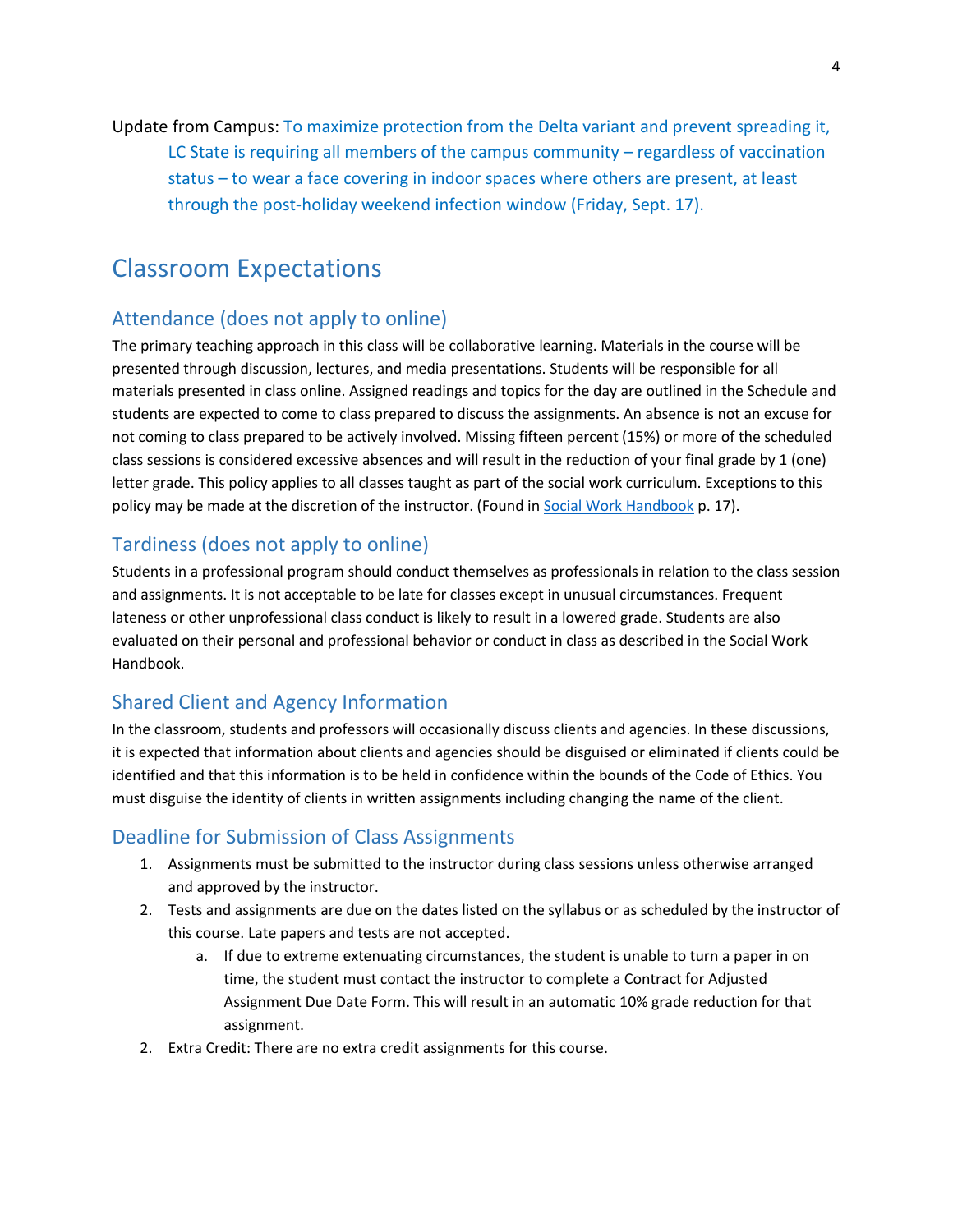Update from Campus: To maximize protection from the Delta variant and prevent spreading it, LC State is requiring all members of the campus community – regardless of vaccination status – to wear a face covering in indoor spaces where others are present, at least through the post-holiday weekend infection window (Friday, Sept. 17).

# Classroom Expectations

## Attendance (does not apply to online)

The primary teaching approach in this class will be collaborative learning. Materials in the course will be presented through discussion, lectures, and media presentations. Students will be responsible for all materials presented in class online. Assigned readings and topics for the day are outlined in the Schedule and students are expected to come to class prepared to discuss the assignments. An absence is not an excuse for not coming to class prepared to be actively involved. Missing fifteen percent (15%) or more of the scheduled class sessions is considered excessive absences and will result in the reduction of your final grade by 1 (one) letter grade. This policy applies to all classes taught as part of the social work curriculum. Exceptions to this policy may be made at the discretion of the instructor. (Found in Social Work Handbook p. 17).

## Tardiness (does not apply to online)

Students in a professional program should conduct themselves as professionals in relation to the class session and assignments. It is not acceptable to be late for classes except in unusual circumstances. Frequent lateness or other unprofessional class conduct is likely to result in a lowered grade. Students are also evaluated on their personal and professional behavior or conduct in class as described in the Social Work Handbook.

## Shared Client and Agency Information

In the classroom, students and professors will occasionally discuss clients and agencies. In these discussions, it is expected that information about clients and agencies should be disguised or eliminated if clients could be identified and that this information is to be held in confidence within the bounds of the Code of Ethics. You must disguise the identity of clients in written assignments including changing the name of the client.

## Deadline for Submission of Class Assignments

1. Assignments must be submitted to the instructor during class sessions unless otherwise arranged and approved by the instructor.
2. Tests and assignments are due on the dates listed on the syllabus or as scheduled by the instructor of this course. Late papers and tests are not accepted.
    a. If due to extreme extenuating circumstances, the student is unable to turn a paper in on time, the student must contact the instructor to complete a Contract for Adjusted Assignment Due Date Form. This will result in an automatic 10% grade reduction for that assignment.
2. Extra Credit: There are no extra credit assignments for this course.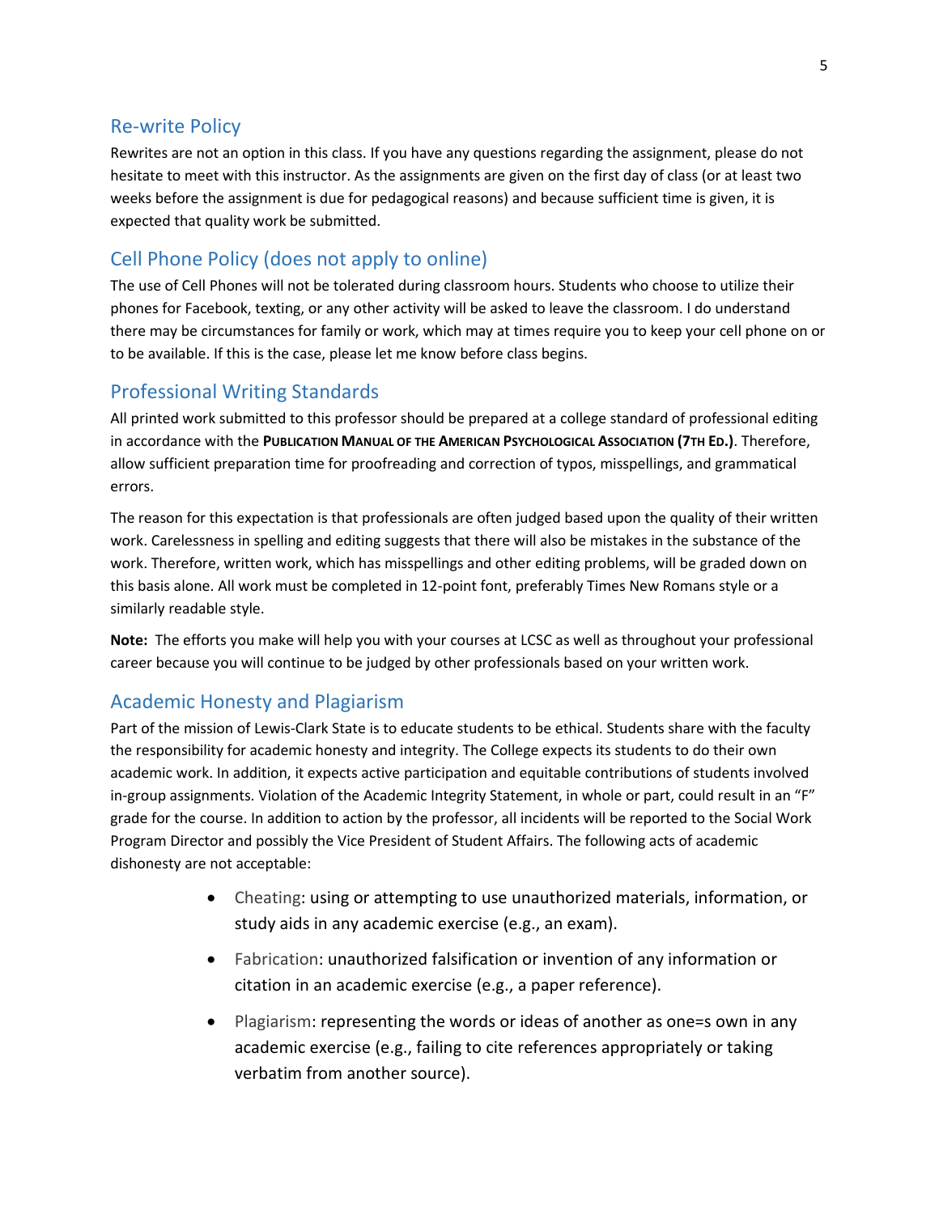## Re-write Policy

Rewrites are not an option in this class. If you have any questions regarding the assignment, please do not hesitate to meet with this instructor. As the assignments are given on the first day of class (or at least two weeks before the assignment is due for pedagogical reasons) and because sufficient time is given, it is expected that quality work be submitted.

## Cell Phone Policy (does not apply to online)

The use of Cell Phones will not be tolerated during classroom hours. Students who choose to utilize their phones for Facebook, texting, or any other activity will be asked to leave the classroom. I do understand there may be circumstances for family or work, which may at times require you to keep your cell phone on or to be available. If this is the case, please let me know before class begins.

## Professional Writing Standards

All printed work submitted to this professor should be prepared at a college standard of professional editing in accordance with the **Publication Manual of the American Psychological Association (7th Ed.)**. Therefore, allow sufficient preparation time for proofreading and correction of typos, misspellings, and grammatical errors.

The reason for this expectation is that professionals are often judged based upon the quality of their written work. Carelessness in spelling and editing suggests that there will also be mistakes in the substance of the work. Therefore, written work, which has misspellings and other editing problems, will be graded down on this basis alone. All work must be completed in 12-point font, preferably Times New Romans style or a similarly readable style.

**Note:** The efforts you make will help you with your courses at LCSC as well as throughout your professional career because you will continue to be judged by other professionals based on your written work.

## Academic Honesty and Plagiarism

Part of the mission of Lewis-Clark State is to educate students to be ethical. Students share with the faculty the responsibility for academic honesty and integrity. The College expects its students to do their own academic work. In addition, it expects active participation and equitable contributions of students involved in-group assignments. Violation of the Academic Integrity Statement, in whole or part, could result in an "F" grade for the course. In addition to action by the professor, all incidents will be reported to the Social Work Program Director and possibly the Vice President of Student Affairs. The following acts of academic dishonesty are not acceptable:

- Cheating: using or attempting to use unauthorized materials, information, or study aids in any academic exercise (e.g., an exam).
- Fabrication: unauthorized falsification or invention of any information or citation in an academic exercise (e.g., a paper reference).
- Plagiarism: representing the words or ideas of another as one=s own in any academic exercise (e.g., failing to cite references appropriately or taking verbatim from another source).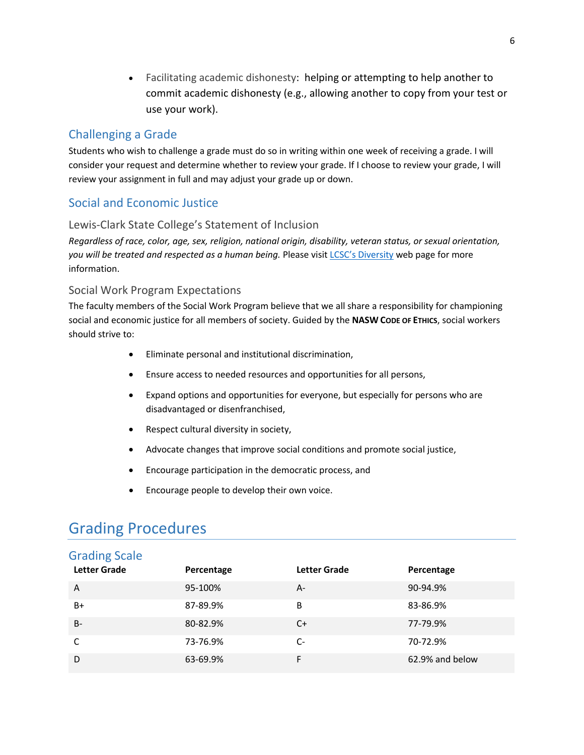- Facilitating academic dishonesty: helping or attempting to help another to commit academic dishonesty (e.g., allowing another to copy from your test or use your work).

## Challenging a Grade

Students who wish to challenge a grade must do so in writing within one week of receiving a grade. I will consider your request and determine whether to review your grade. If I choose to review your grade, I will review your assignment in full and may adjust your grade up or down.

## Social and Economic Justice

### Lewis-Clark State College's Statement of Inclusion

*Regardless of race, color, age, sex, religion, national origin, disability, veteran status, or sexual orientation, you will be treated and respected as a human being.* Please visit LCSC's Diversity web page for more information.

### Social Work Program Expectations

The faculty members of the Social Work Program believe that we all share a responsibility for championing social and economic justice for all members of society. Guided by the **NASW Code of Ethics**, social workers should strive to:

- Eliminate personal and institutional discrimination,
- Ensure access to needed resources and opportunities for all persons,
- Expand options and opportunities for everyone, but especially for persons who are disadvantaged or disenfranchised,
- Respect cultural diversity in society,
- Advocate changes that improve social conditions and promote social justice,
- Encourage participation in the democratic process, and
- Encourage people to develop their own voice.

# Grading Procedures

## Grading Scale

| Letter Grade | Percentage | Letter Grade | Percentage |
|---|---|---|---|
| A | 95-100% | A- | 90-94.9% |
| B+ | 87-89.9% | B | 83-86.9% |
| B- | 80-82.9% | C+ | 77-79.9% |
| C | 73-76.9% | C- | 70-72.9% |
| D | 63-69.9% | F | 62.9% and below |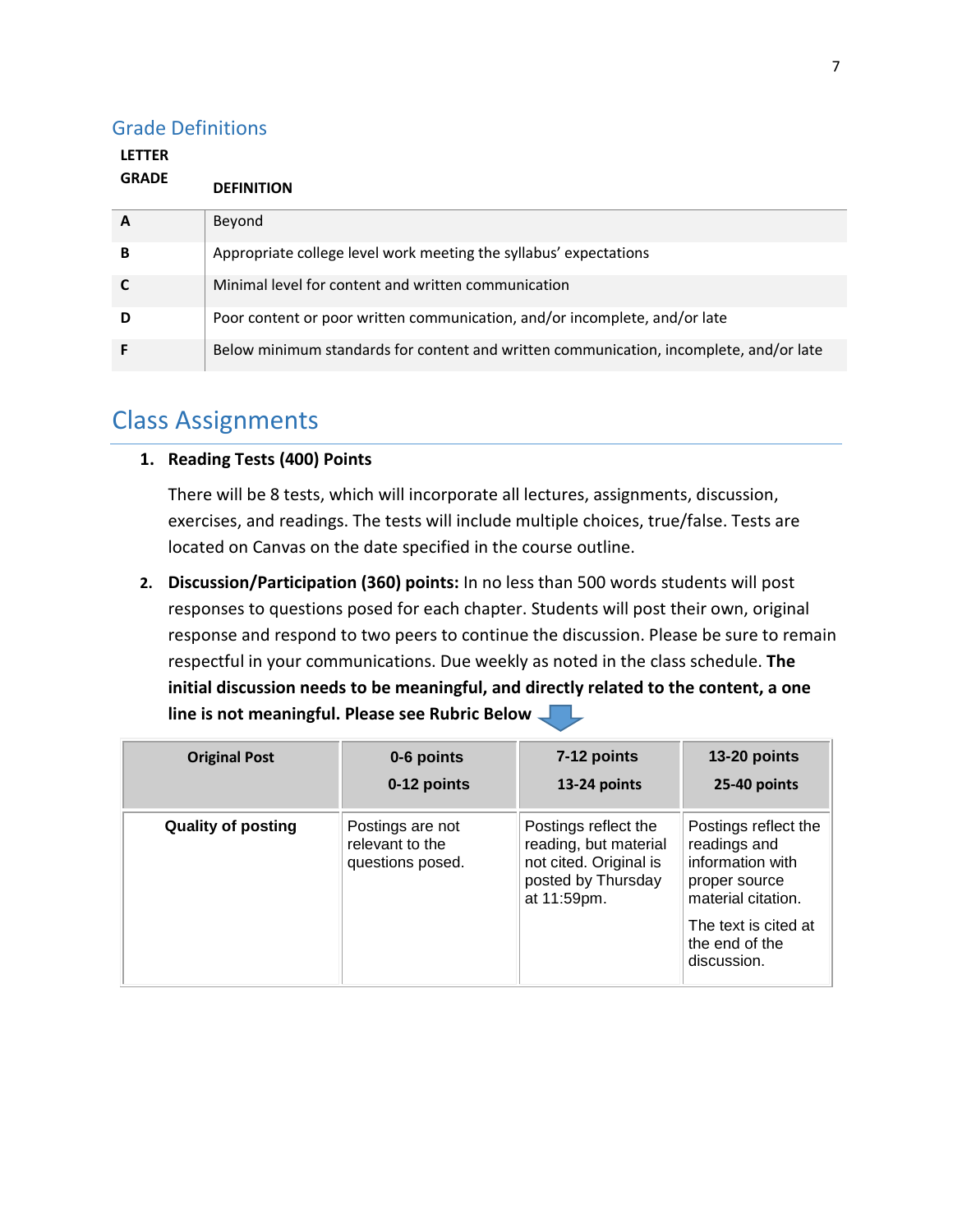## Grade Definitions

| LETTER GRADE | DEFINITION |
| --- | --- |
| **A** | Beyond |
| **B** | Appropriate college level work meeting the syllabus' expectations |
| **C** | Minimal level for content and written communication |
| **D** | Poor content or poor written communication, and/or incomplete, and/or late |
| **F** | Below minimum standards for content and written communication, incomplete, and/or late |

# Class Assignments

1. **Reading Tests (400) Points**

   There will be 8 tests, which will incorporate all lectures, assignments, discussion, exercises, and readings. The tests will include multiple choices, true/false. Tests are located on Canvas on the date specified in the course outline.

2. **Discussion/Participation (360) points:** In no less than 500 words students will post responses to questions posed for each chapter. Students will post their own, original response and respond to two peers to continue the discussion. Please be sure to remain respectful in your communications. Due weekly as noted in the class schedule. **The initial discussion needs to be meaningful, and directly related to the content, a one line is not meaningful. Please see Rubric Below**

| Original Post | 0-6 points<br>0-12 points | 7-12 points<br>13-24 points | 13-20 points<br>25-40 points |
| --- | --- | --- | --- |
| **Quality of posting** | Postings are not relevant to the questions posed. | Postings reflect the reading, but material not cited. Original is posted by Thursday at 11:59pm. | Postings reflect the readings and information with proper source material citation.<br>The text is cited at the end of the discussion. |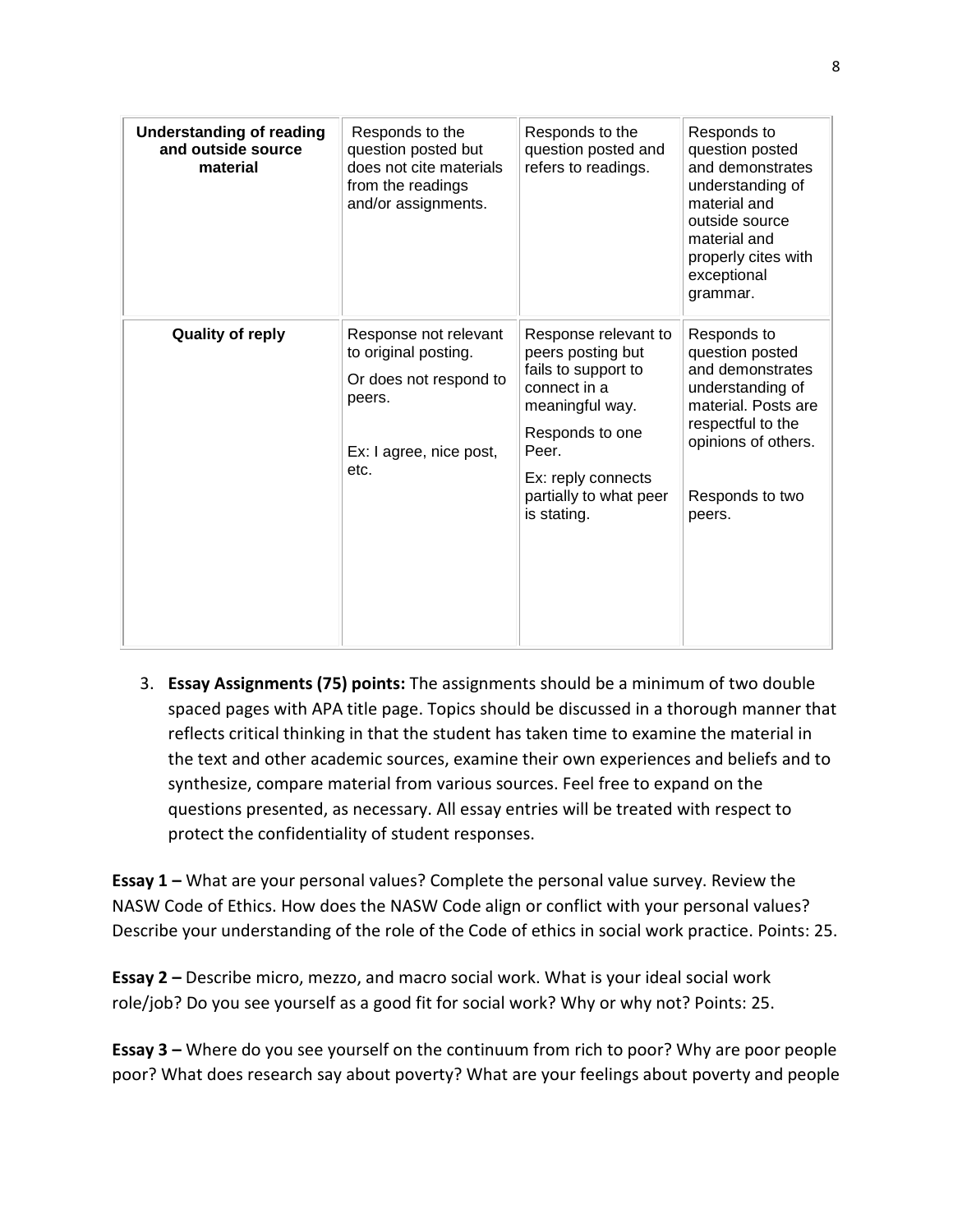| **Understanding of reading and outside source material** | Responds to the question posted but does not cite materials from the readings and/or assignments. | Responds to the question posted and refers to readings. | Responds to question posted and demonstrates understanding of material and outside source material and properly cites with exceptional grammar. |
|---|---|---|---|
| **Quality of reply** | Response not relevant to original posting. Or does not respond to peers. Ex: I agree, nice post, etc. | Response relevant to peers posting but fails to support to connect in a meaningful way. Responds to one Peer. Ex: reply connects partially to what peer is stating. | Responds to question posted and demonstrates understanding of material. Posts are respectful to the opinions of others. Responds to two peers. |

3. **Essay Assignments (75) points:** The assignments should be a minimum of two double spaced pages with APA title page. Topics should be discussed in a thorough manner that reflects critical thinking in that the student has taken time to examine the material in the text and other academic sources, examine their own experiences and beliefs and to synthesize, compare material from various sources. Feel free to expand on the questions presented, as necessary. All essay entries will be treated with respect to protect the confidentiality of student responses.

**Essay 1 –** What are your personal values? Complete the personal value survey. Review the NASW Code of Ethics. How does the NASW Code align or conflict with your personal values? Describe your understanding of the role of the Code of ethics in social work practice. Points: 25.

**Essay 2 –** Describe micro, mezzo, and macro social work. What is your ideal social work role/job? Do you see yourself as a good fit for social work? Why or why not? Points: 25.

**Essay 3 –** Where do you see yourself on the continuum from rich to poor? Why are poor people poor? What does research say about poverty? What are your feelings about poverty and people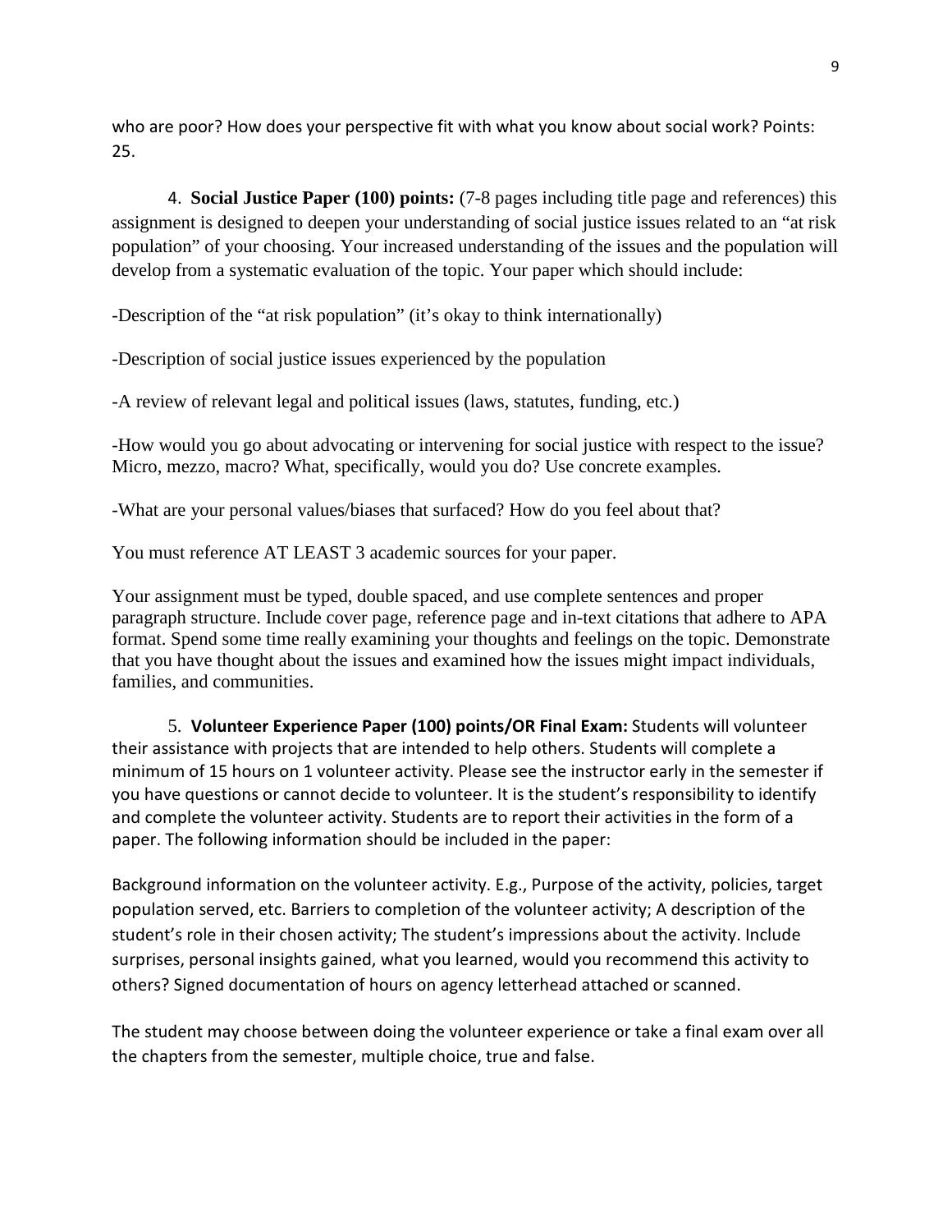who are poor? How does your perspective fit with what you know about social work? Points: 25.

4. **Social Justice Paper (100) points:** (7-8 pages including title page and references) this assignment is designed to deepen your understanding of social justice issues related to an "at risk population" of your choosing. Your increased understanding of the issues and the population will develop from a systematic evaluation of the topic. Your paper which should include:

-Description of the "at risk population" (it's okay to think internationally)

-Description of social justice issues experienced by the population

-A review of relevant legal and political issues (laws, statutes, funding, etc.)

-How would you go about advocating or intervening for social justice with respect to the issue? Micro, mezzo, macro? What, specifically, would you do? Use concrete examples.

-What are your personal values/biases that surfaced? How do you feel about that?

You must reference AT LEAST 3 academic sources for your paper.

Your assignment must be typed, double spaced, and use complete sentences and proper paragraph structure. Include cover page, reference page and in-text citations that adhere to APA format. Spend some time really examining your thoughts and feelings on the topic. Demonstrate that you have thought about the issues and examined how the issues might impact individuals, families, and communities.

5. **Volunteer Experience Paper (100) points/OR Final Exam:** Students will volunteer their assistance with projects that are intended to help others. Students will complete a minimum of 15 hours on 1 volunteer activity. Please see the instructor early in the semester if you have questions or cannot decide to volunteer. It is the student's responsibility to identify and complete the volunteer activity. Students are to report their activities in the form of a paper. The following information should be included in the paper:

Background information on the volunteer activity. E.g., Purpose of the activity, policies, target population served, etc. Barriers to completion of the volunteer activity; A description of the student's role in their chosen activity; The student's impressions about the activity. Include surprises, personal insights gained, what you learned, would you recommend this activity to others? Signed documentation of hours on agency letterhead attached or scanned.

The student may choose between doing the volunteer experience or take a final exam over all the chapters from the semester, multiple choice, true and false.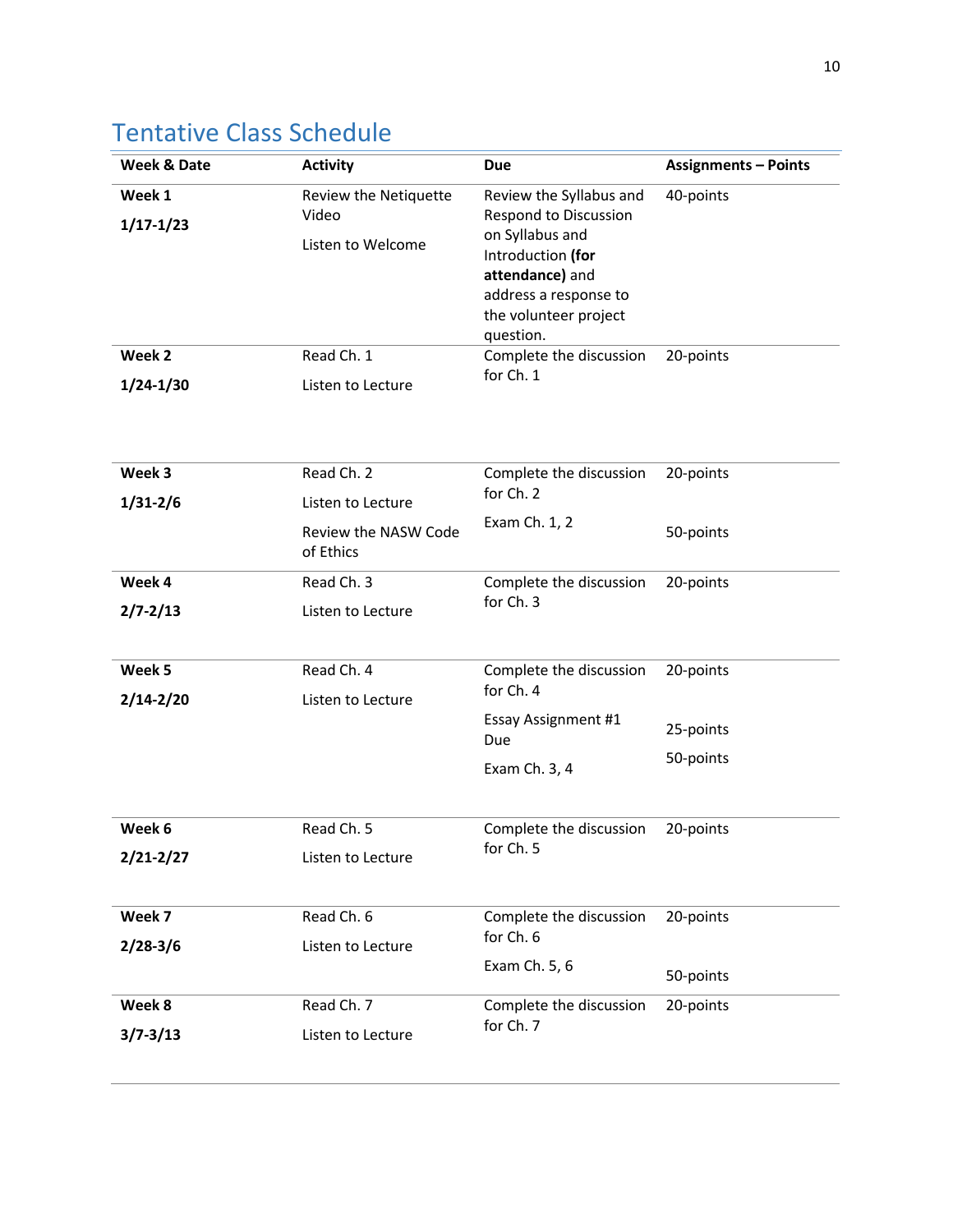## Tentative Class Schedule

| Week & Date | Activity | Due | Assignments – Points |
|---|---|---|---|
| **Week 1** **1/17-1/23** | Review the Netiquette Video<br>Listen to Welcome | Review the Syllabus and Respond to Discussion on Syllabus and Introduction **(for attendance)** and address a response to the volunteer project question. | 40-points |
| **Week 2** **1/24-1/30** | Read Ch. 1<br>Listen to Lecture | Complete the discussion for Ch. 1 | 20-points |
| **Week 3** **1/31-2/6** | Read Ch. 2<br>Listen to Lecture<br>Review the NASW Code of Ethics | Complete the discussion for Ch. 2<br>Exam Ch. 1, 2 | 20-points<br>50-points |
| **Week 4** **2/7-2/13** | Read Ch. 3<br>Listen to Lecture | Complete the discussion for Ch. 3 | 20-points |
| **Week 5** **2/14-2/20** | Read Ch. 4<br>Listen to Lecture | Complete the discussion for Ch. 4<br>Essay Assignment #1 Due<br>Exam Ch. 3, 4 | 20-points<br>25-points<br>50-points |
| **Week 6** **2/21-2/27** | Read Ch. 5<br>Listen to Lecture | Complete the discussion for Ch. 5 | 20-points |
| **Week 7** **2/28-3/6** | Read Ch. 6<br>Listen to Lecture | Complete the discussion for Ch. 6<br>Exam Ch. 5, 6 | 20-points<br>50-points |
| **Week 8** **3/7-3/13** | Read Ch. 7<br>Listen to Lecture | Complete the discussion for Ch. 7 | 20-points |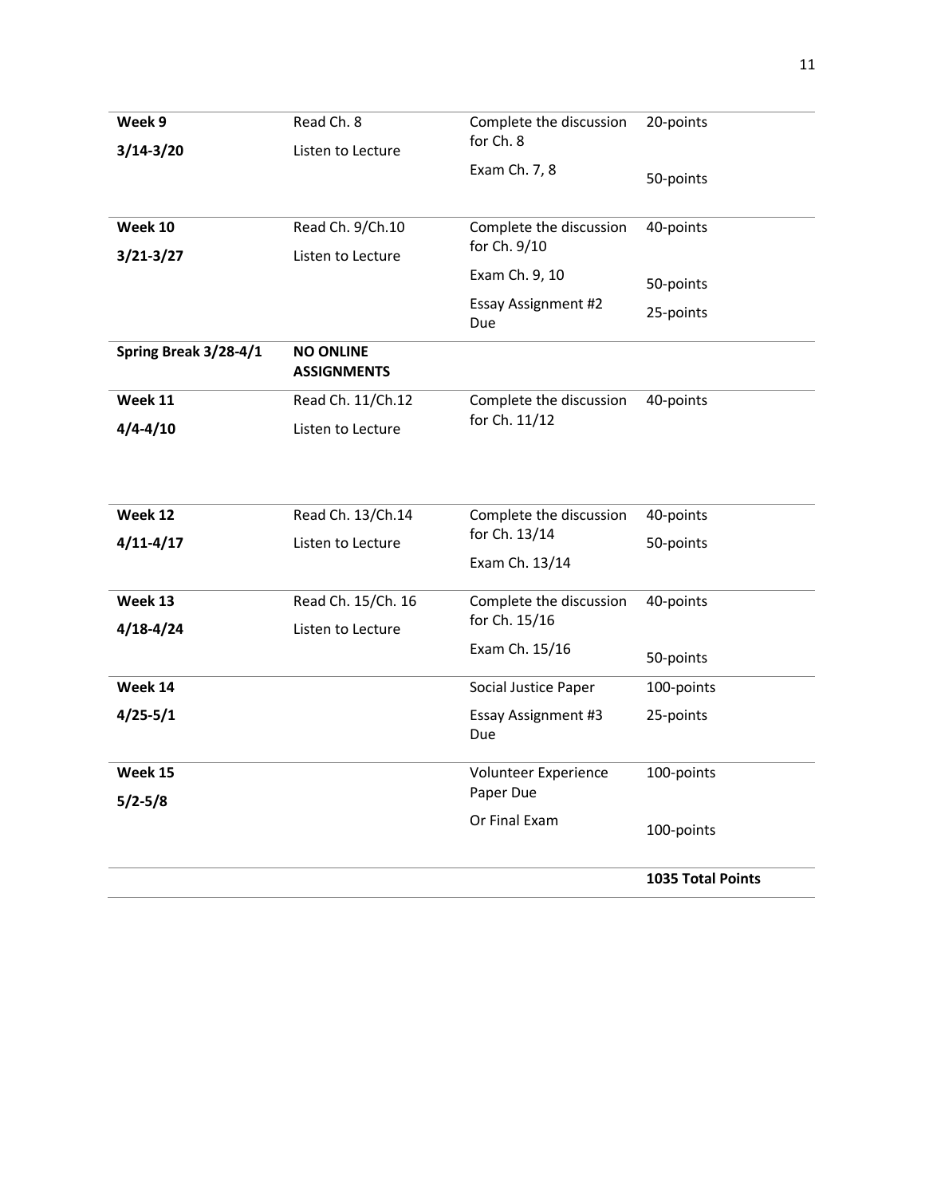| | | | |
|---|---|---|---|
| **Week 9**<br>**3/14-3/20** | Read Ch. 8<br>Listen to Lecture | Complete the discussion for Ch. 8<br>Exam Ch. 7, 8 | 20-points<br>50-points |
| **Week 10**<br>**3/21-3/27** | Read Ch. 9/Ch.10<br>Listen to Lecture | Complete the discussion for Ch. 9/10<br>Exam Ch. 9, 10<br>Essay Assignment #2 Due | 40-points<br>50-points<br>25-points |
| **Spring Break 3/28-4/1** | **NO ONLINE ASSIGNMENTS** | | |
| **Week 11**<br>**4/4-4/10** | Read Ch. 11/Ch.12<br>Listen to Lecture | Complete the discussion for Ch. 11/12 | 40-points |
| **Week 12**<br>**4/11-4/17** | Read Ch. 13/Ch.14<br>Listen to Lecture | Complete the discussion for Ch. 13/14<br>Exam Ch. 13/14 | 40-points<br>50-points |
| **Week 13**<br>**4/18-4/24** | Read Ch. 15/Ch. 16<br>Listen to Lecture | Complete the discussion for Ch. 15/16<br>Exam Ch. 15/16 | 40-points<br>50-points |
| **Week 14**<br>**4/25-5/1** | | Social Justice Paper<br>Essay Assignment #3 Due | 100-points<br>25-points |
| **Week 15**<br>**5/2-5/8** | | Volunteer Experience Paper Due<br>Or Final Exam | 100-points<br>100-points |
| | | | **1035 Total Points** |